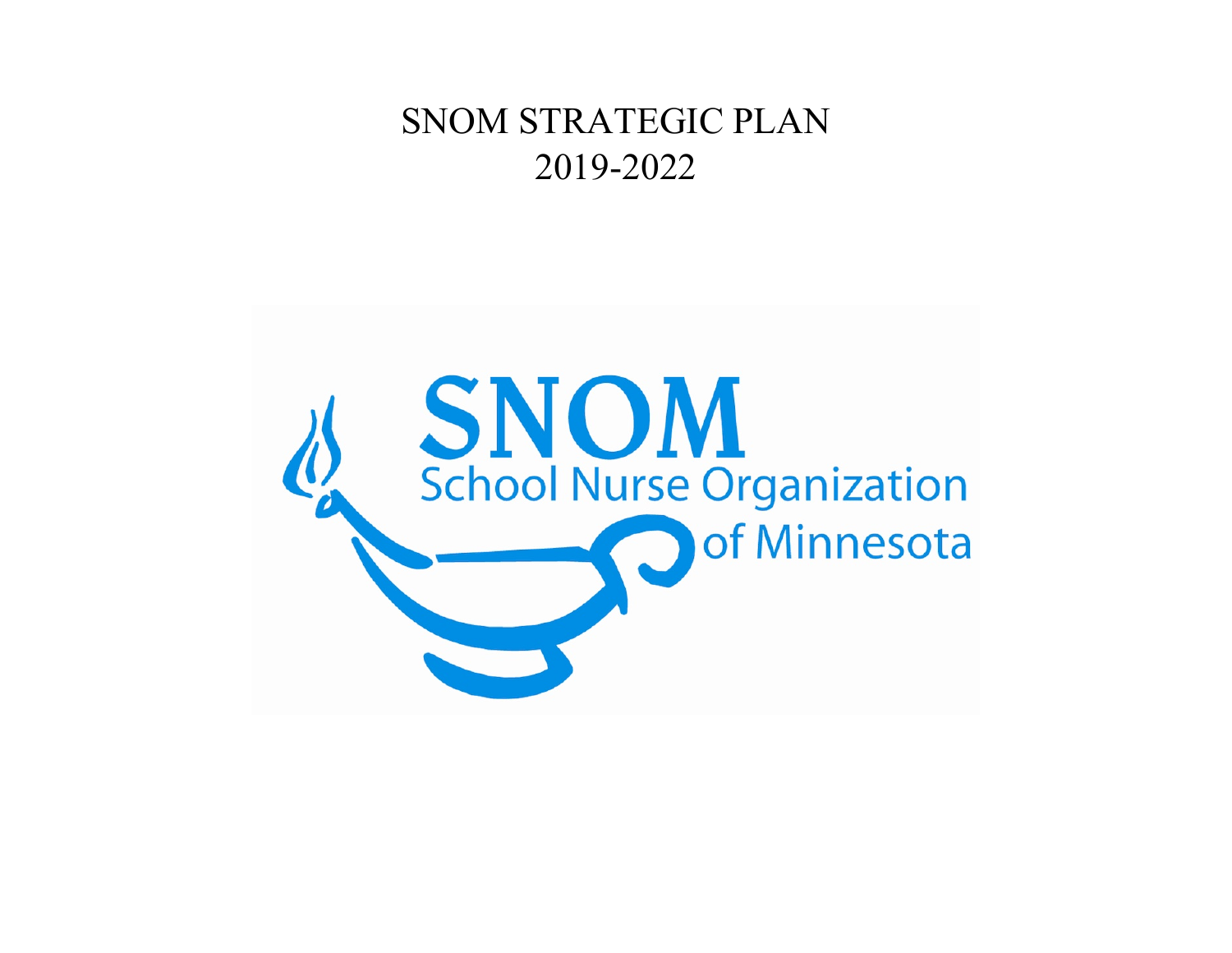# SNOM STRATEGIC PLAN
# 2019-2022

SNOM
School Nurse Organization
of Minnesota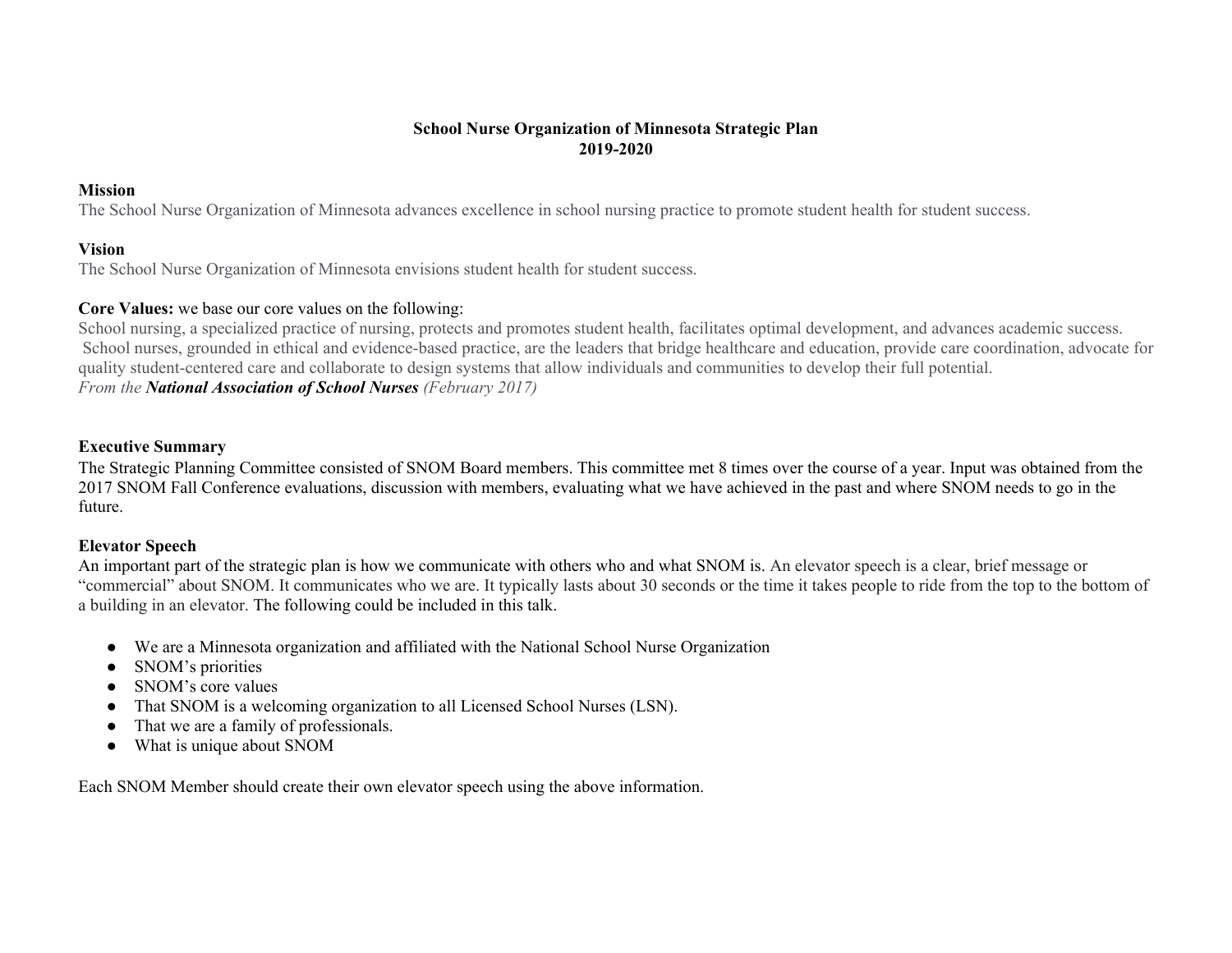**School Nurse Organization of Minnesota Strategic Plan**
**2019-2020**

**Mission**

The School Nurse Organization of Minnesota advances excellence in school nursing practice to promote student health for student success.

**Vision**

The School Nurse Organization of Minnesota envisions student health for student success.

**Core Values:** we base our core values on the following:

School nursing, a specialized practice of nursing, protects and promotes student health, facilitates optimal development, and advances academic success. School nurses, grounded in ethical and evidence-based practice, are the leaders that bridge healthcare and education, provide care coordination, advocate for quality student-centered care and collaborate to design systems that allow individuals and communities to develop their full potential.

*From the **National Association of School Nurses** (February 2017)*

**Executive Summary**

The Strategic Planning Committee consisted of SNOM Board members. This committee met 8 times over the course of a year. Input was obtained from the 2017 SNOM Fall Conference evaluations, discussion with members, evaluating what we have achieved in the past and where SNOM needs to go in the future.

**Elevator Speech**

An important part of the strategic plan is how we communicate with others who and what SNOM is. An elevator speech is a clear, brief message or "commercial" about SNOM. It communicates who we are. It typically lasts about 30 seconds or the time it takes people to ride from the top to the bottom of a building in an elevator. The following could be included in this talk.

- We are a Minnesota organization and affiliated with the National School Nurse Organization
- SNOM's priorities
- SNOM's core values
- That SNOM is a welcoming organization to all Licensed School Nurses (LSN).
- That we are a family of professionals.
- What is unique about SNOM

Each SNOM Member should create their own elevator speech using the above information.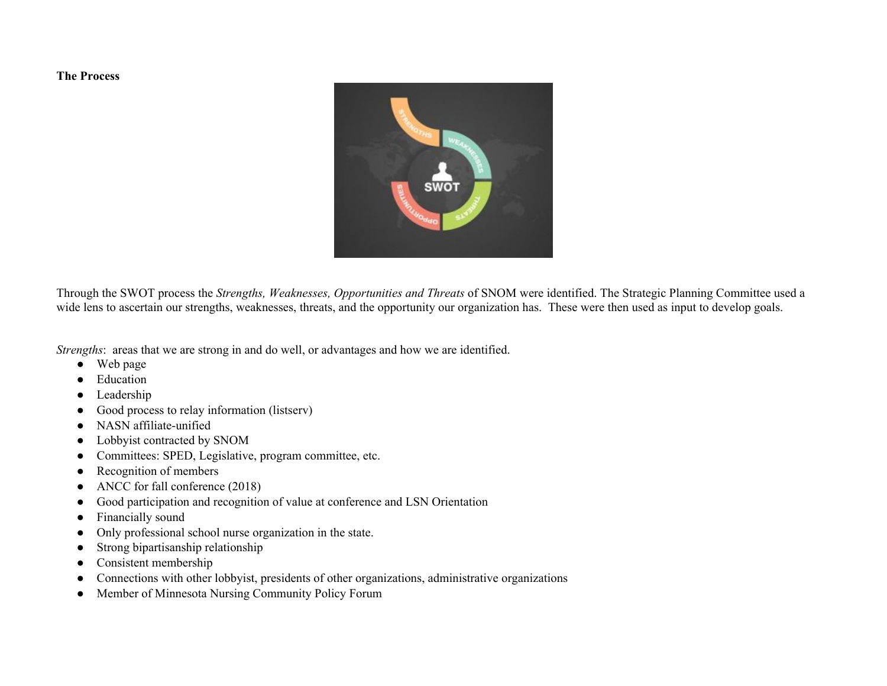**The Process**

Through the SWOT process the *Strengths, Weaknesses, Opportunities and Threats* of SNOM were identified. The Strategic Planning Committee used a wide lens to ascertain our strengths, weaknesses, threats, and the opportunity our organization has. These were then used as input to develop goals.

*Strengths*: areas that we are strong in and do well, or advantages and how we are identified.

- Web page
- Education
- Leadership
- Good process to relay information (listserv)
- NASN affiliate-unified
- Lobbyist contracted by SNOM
- Committees: SPED, Legislative, program committee, etc.
- Recognition of members
- ANCC for fall conference (2018)
- Good participation and recognition of value at conference and LSN Orientation
- Financially sound
- Only professional school nurse organization in the state.
- Strong bipartisanship relationship
- Consistent membership
- Connections with other lobbyist, presidents of other organizations, administrative organizations
- Member of Minnesota Nursing Community Policy Forum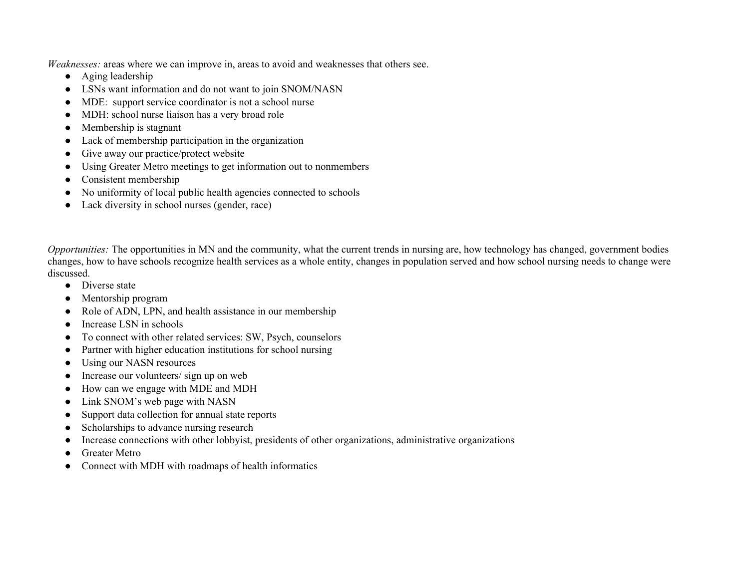*Weaknesses:* areas where we can improve in, areas to avoid and weaknesses that others see.

- Aging leadership
- LSNs want information and do not want to join SNOM/NASN
- MDE:  support service coordinator is not a school nurse
- MDH: school nurse liaison has a very broad role
- Membership is stagnant
- Lack of membership participation in the organization
- Give away our practice/protect website
- Using Greater Metro meetings to get information out to nonmembers
- Consistent membership
- No uniformity of local public health agencies connected to schools
- Lack diversity in school nurses (gender, race)

*Opportunities:* The opportunities in MN and the community, what the current trends in nursing are, how technology has changed, government bodies changes, how to have schools recognize health services as a whole entity, changes in population served and how school nursing needs to change were discussed.

- Diverse state
- Mentorship program
- Role of ADN, LPN, and health assistance in our membership
- Increase LSN in schools
- To connect with other related services: SW, Psych, counselors
- Partner with higher education institutions for school nursing
- Using our NASN resources
- Increase our volunteers/ sign up on web
- How can we engage with MDE and MDH
- Link SNOM's web page with NASN
- Support data collection for annual state reports
- Scholarships to advance nursing research
- Increase connections with other lobbyist, presidents of other organizations, administrative organizations
- Greater Metro
- Connect with MDH with roadmaps of health informatics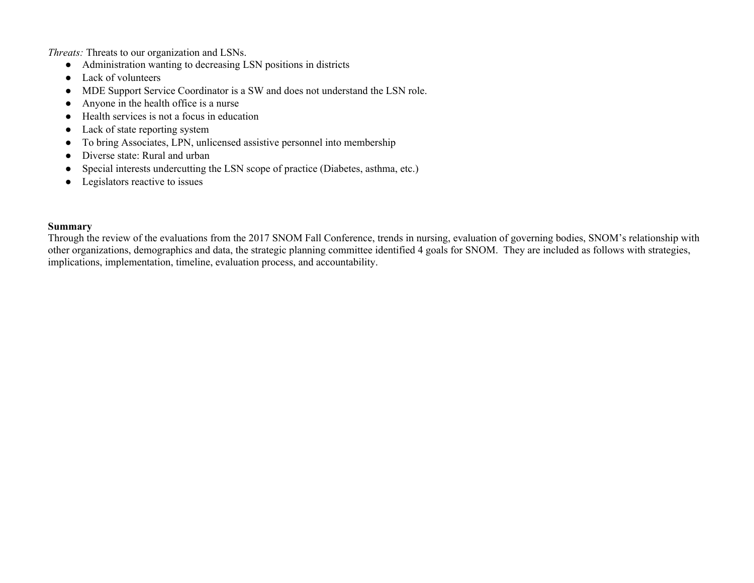*Threats:* Threats to our organization and LSNs.

- Administration wanting to decreasing LSN positions in districts
- Lack of volunteers
- MDE Support Service Coordinator is a SW and does not understand the LSN role.
- Anyone in the health office is a nurse
- Health services is not a focus in education
- Lack of state reporting system
- To bring Associates, LPN, unlicensed assistive personnel into membership
- Diverse state: Rural and urban
- Special interests undercutting the LSN scope of practice (Diabetes, asthma, etc.)
- Legislators reactive to issues

**Summary**

Through the review of the evaluations from the 2017 SNOM Fall Conference, trends in nursing, evaluation of governing bodies, SNOM's relationship with other organizations, demographics and data, the strategic planning committee identified 4 goals for SNOM. They are included as follows with strategies, implications, implementation, timeline, evaluation process, and accountability.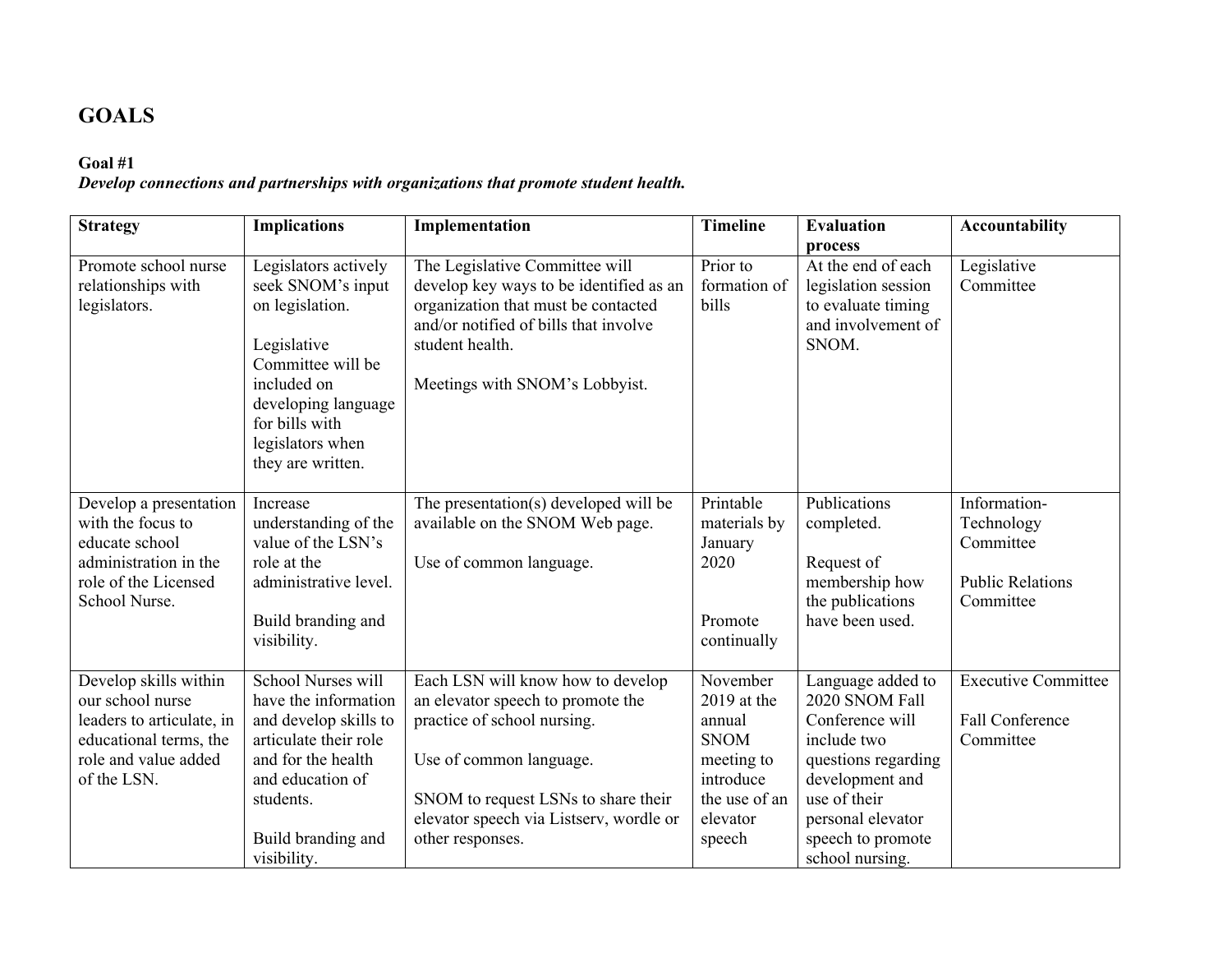# GOALS

**Goal #1**

***Develop connections and partnerships with organizations that promote student health.***

| Strategy | Implications | Implementation | Timeline | Evaluation process | Accountability |
|---|---|---|---|---|---|
| Promote school nurse relationships with legislators. | Legislators actively seek SNOM's input on legislation.<br><br>Legislative Committee will be included on developing language for bills with legislators when they are written. | The Legislative Committee will develop key ways to be identified as an organization that must be contacted and/or notified of bills that involve student health.<br><br>Meetings with SNOM's Lobbyist. | Prior to formation of bills | At the end of each legislation session to evaluate timing and involvement of SNOM. | Legislative Committee |
| Develop a presentation with the focus to educate school administration in the role of the Licensed School Nurse. | Increase understanding of the value of the LSN's role at the administrative level.<br><br>Build branding and visibility. | The presentation(s) developed will be available on the SNOM Web page.<br><br>Use of common language. | Printable materials by January 2020<br><br>Promote continually | Publications completed.<br><br>Request of membership how the publications have been used. | Information-Technology Committee<br><br>Public Relations Committee |
| Develop skills within our school nurse leaders to articulate, in educational terms, the role and value added of the LSN. | School Nurses will have the information and develop skills to articulate their role and for the health and education of students.<br><br>Build branding and visibility. | Each LSN will know how to develop an elevator speech to promote the practice of school nursing.<br><br>Use of common language.<br><br>SNOM to request LSNs to share their elevator speech via Listserv, wordle or other responses. | November 2019 at the annual SNOM meeting to introduce the use of an elevator speech | Language added to 2020 SNOM Fall Conference will include two questions regarding development and use of their personal elevator speech to promote school nursing. | Executive Committee<br><br>Fall Conference Committee |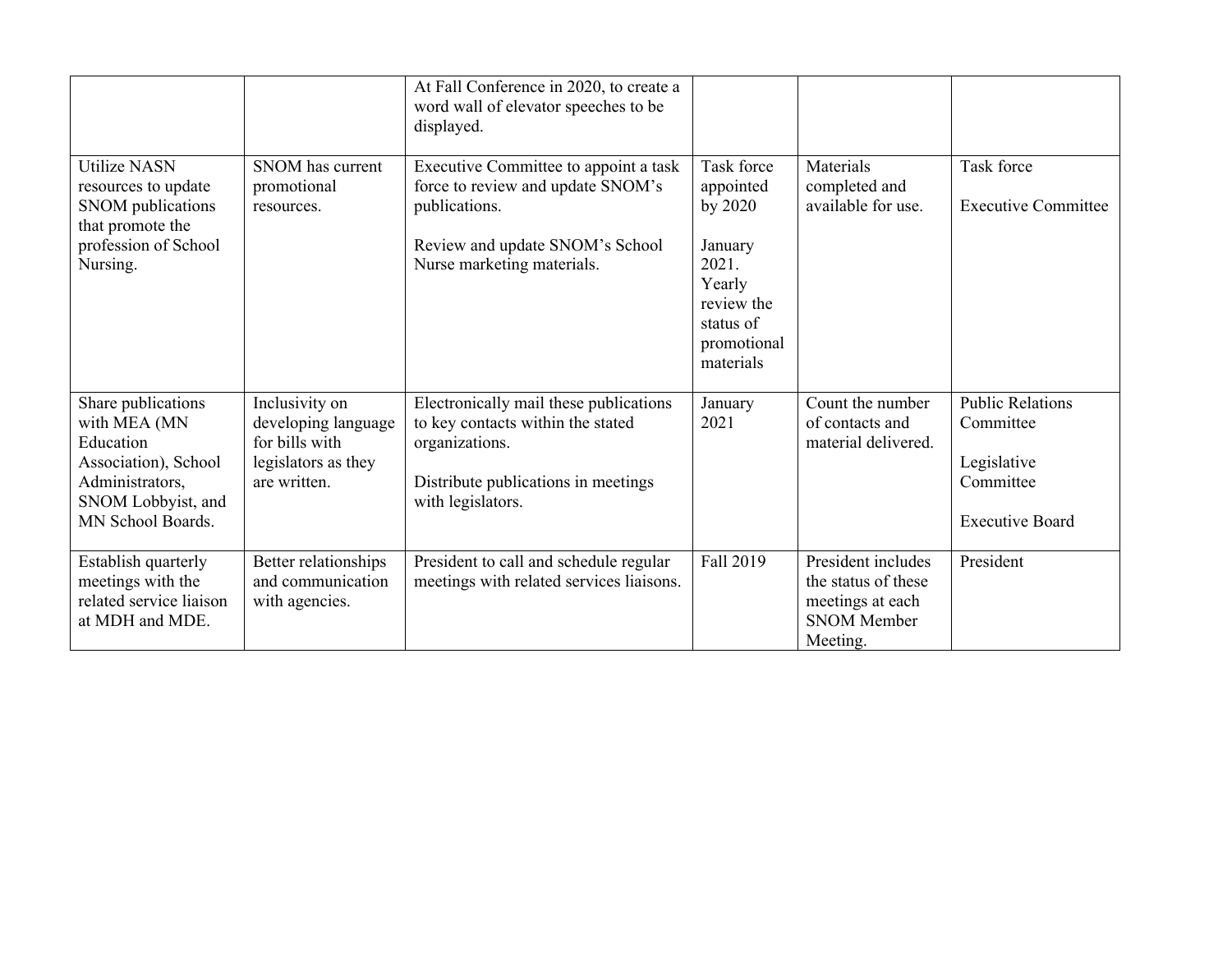| | | | | | |
|---|---|---|---|---|---|
| | | At Fall Conference in 2020, to create a word wall of elevator speeches to be displayed. | | | |
| Utilize NASN resources to update SNOM publications that promote the profession of School Nursing. | SNOM has current promotional resources. | Executive Committee to appoint a task force to review and update SNOM's publications.<br><br>Review and update SNOM's School Nurse marketing materials. | Task force appointed by 2020<br><br>January 2021. Yearly review the status of promotional materials | Materials completed and available for use. | Task force<br><br>Executive Committee |
| Share publications with MEA (MN Education Association), School Administrators, SNOM Lobbyist, and MN School Boards. | Inclusivity on developing language for bills with legislators as they are written. | Electronically mail these publications to key contacts within the stated organizations.<br><br>Distribute publications in meetings with legislators. | January 2021 | Count the number of contacts and material delivered. | Public Relations Committee<br><br>Legislative Committee<br><br>Executive Board |
| Establish quarterly meetings with the related service liaison at MDH and MDE. | Better relationships and communication with agencies. | President to call and schedule regular meetings with related services liaisons. | Fall 2019 | President includes the status of these meetings at each SNOM Member Meeting. | President |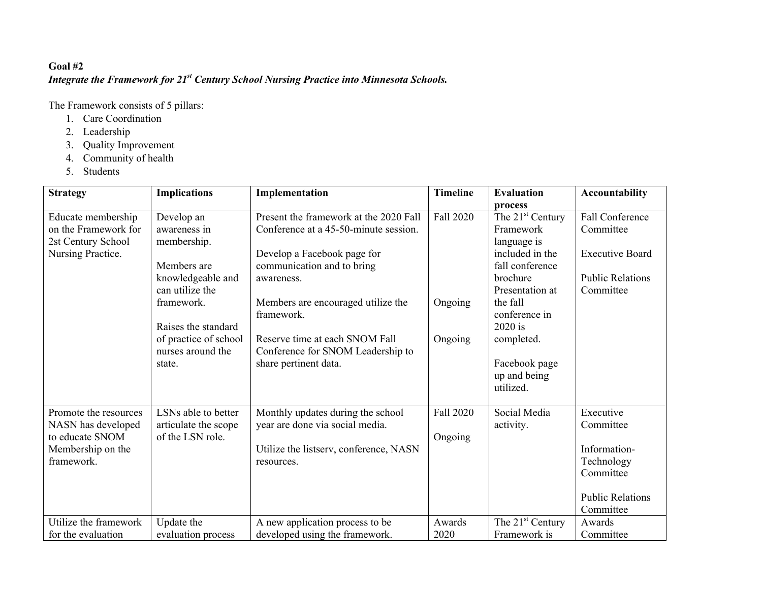**Goal #2**

***Integrate the Framework for 21st Century School Nursing Practice into Minnesota Schools.***

The Framework consists of 5 pillars:

1. Care Coordination
2. Leadership
3. Quality Improvement
4. Community of health
5. Students

| Strategy | Implications | Implementation | Timeline | Evaluation process | Accountability |
|---|---|---|---|---|---|
| Educate membership on the Framework for 2st Century School Nursing Practice. | Develop an awareness in membership.<br><br>Members are knowledgeable and can utilize the framework.<br><br>Raises the standard of practice of school nurses around the state. | Present the framework at the 2020 Fall Conference at a 45-50-minute session.<br><br>Develop a Facebook page for communication and to bring awareness.<br><br>Members are encouraged utilize the framework.<br><br>Reserve time at each SNOM Fall Conference for SNOM Leadership to share pertinent data. | Fall 2020<br><br>Ongoing<br><br>Ongoing | The 21st Century Framework language is included in the fall conference brochure Presentation at the fall conference in 2020 is completed.<br><br>Facebook page up and being utilized. | Fall Conference Committee<br><br>Executive Board<br><br>Public Relations Committee |
| Promote the resources NASN has developed to educate SNOM Membership on the framework. | LSNs able to better articulate the scope of the LSN role. | Monthly updates during the school year are done via social media.<br><br>Utilize the listserv, conference, NASN resources. | Fall 2020<br><br>Ongoing | Social Media activity. | Executive Committee<br><br>Information-Technology Committee<br><br>Public Relations Committee |
| Utilize the framework for the evaluation | Update the evaluation process | A new application process to be developed using the framework. | Awards 2020 | The 21st Century Framework is | Awards Committee |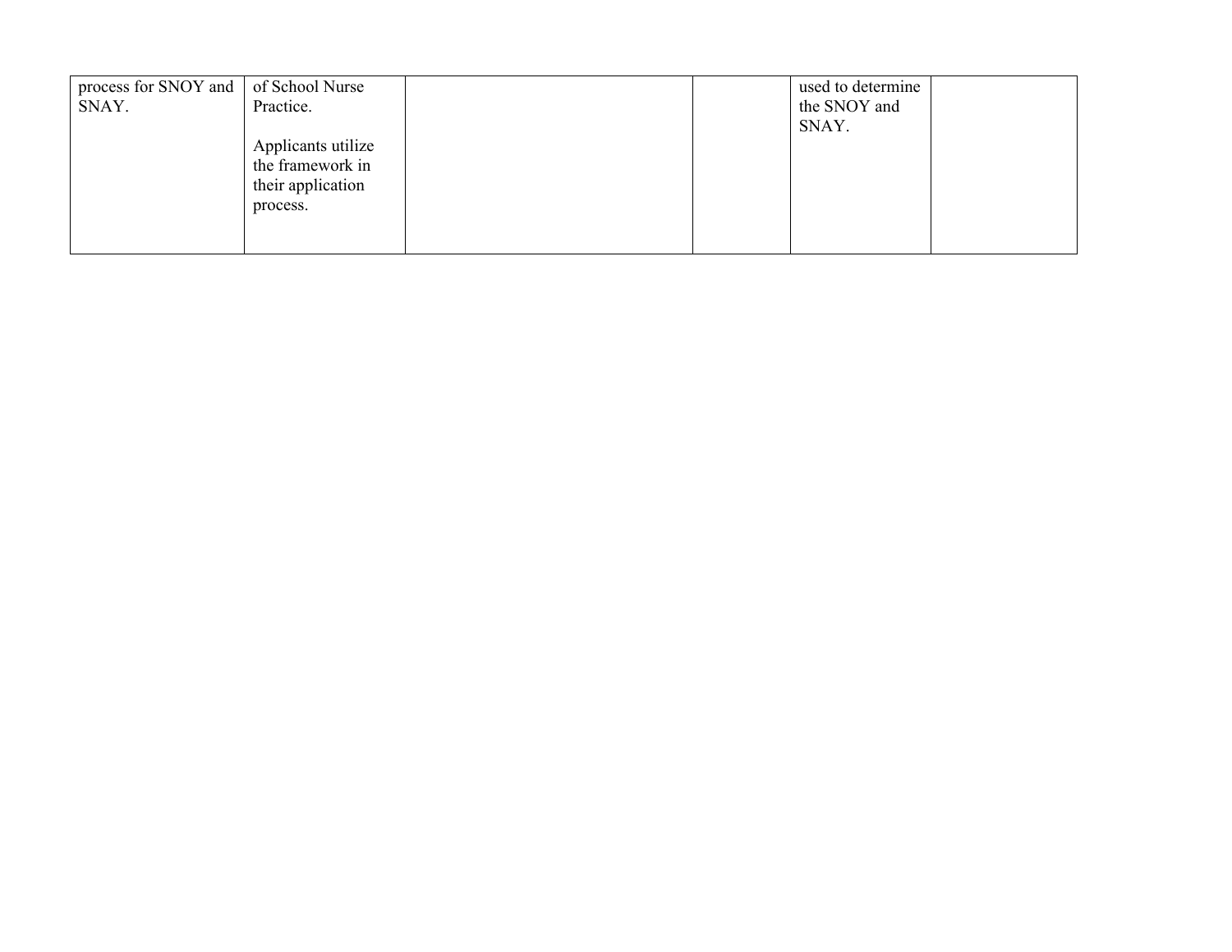| | | | | | |
|---|---|---|---|---|---|
| process for SNOY and SNAY. | of School Nurse Practice.<br><br>Applicants utilize the framework in their application process. | | | used to determine the SNOY and SNAY. | |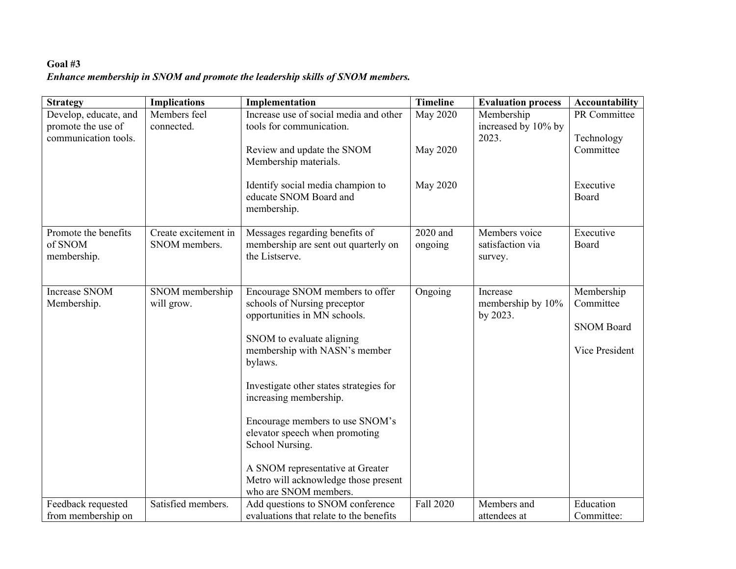**Goal #3**

***Enhance membership in SNOM and promote the leadership skills of SNOM members.***

| Strategy | Implications | Implementation | Timeline | Evaluation process | Accountability |
|---|---|---|---|---|---|
| Develop, educate, and promote the use of communication tools. | Members feel connected. | Increase use of social media and other tools for communication.<br><br>Review and update the SNOM Membership materials.<br><br>Identify social media champion to educate SNOM Board and membership. | May 2020<br><br>May 2020<br><br>May 2020 | Membership increased by 10% by 2023. | PR Committee<br><br>Technology Committee<br><br>Executive Board |
| Promote the benefits of SNOM membership. | Create excitement in SNOM members. | Messages regarding benefits of membership are sent out quarterly on the Listserve. | 2020 and ongoing | Members voice satisfaction via survey. | Executive Board |
| Increase SNOM Membership. | SNOM membership will grow. | Encourage SNOM members to offer schools of Nursing preceptor opportunities in MN schools.<br><br>SNOM to evaluate aligning membership with NASN's member bylaws.<br><br>Investigate other states strategies for increasing membership.<br><br>Encourage members to use SNOM's elevator speech when promoting School Nursing.<br><br>A SNOM representative at Greater Metro will acknowledge those present who are SNOM members. | Ongoing | Increase membership by 10% by 2023. | Membership Committee<br><br>SNOM Board<br><br>Vice President |
| Feedback requested from membership on | Satisfied members. | Add questions to SNOM conference evaluations that relate to the benefits | Fall 2020 | Members and attendees at | Education Committee: |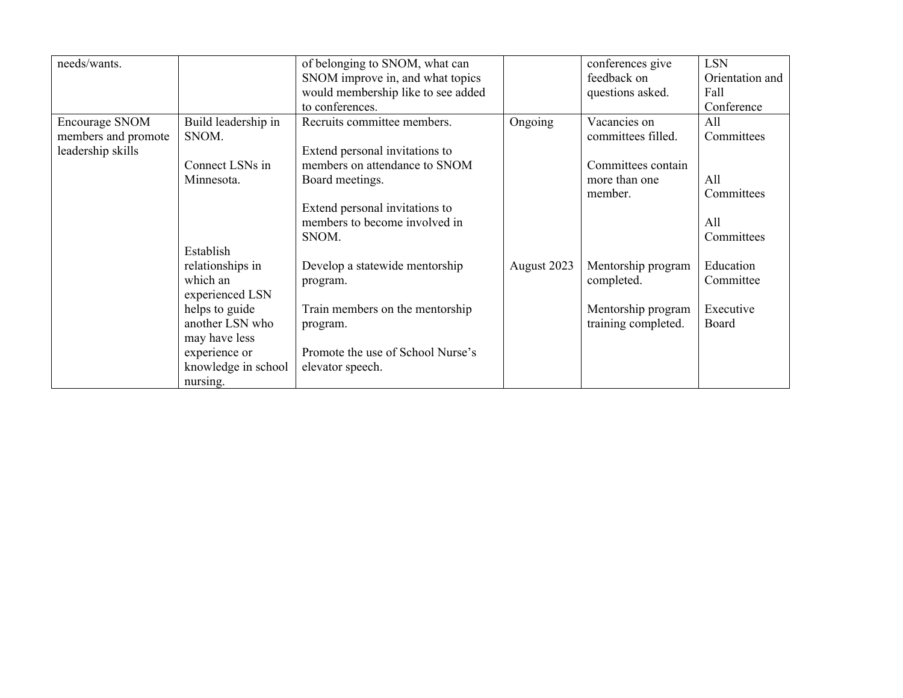| | | | | | |
|---|---|---|---|---|---|
| needs/wants. | | of belonging to SNOM, what can SNOM improve in, and what topics would membership like to see added to conferences. | | conferences give feedback on questions asked. | LSN Orientation and Fall Conference |
| Encourage SNOM members and promote leadership skills | Build leadership in SNOM.<br><br>Connect LSNs in Minnesota.<br><br>Establish relationships in which an experienced LSN helps to guide another LSN who may have less experience or knowledge in school nursing. | Recruits committee members.<br><br>Extend personal invitations to members on attendance to SNOM Board meetings.<br><br>Extend personal invitations to members to become involved in SNOM.<br><br>Develop a statewide mentorship program.<br><br>Train members on the mentorship program.<br><br>Promote the use of School Nurse's elevator speech. | Ongoing<br><br>August 2023 | Vacancies on committees filled.<br><br>Committees contain more than one member.<br><br>Mentorship program completed.<br><br>Mentorship program training completed. | All Committees<br><br>All Committees<br><br>All Committees<br><br>Education Committee<br><br>Executive Board |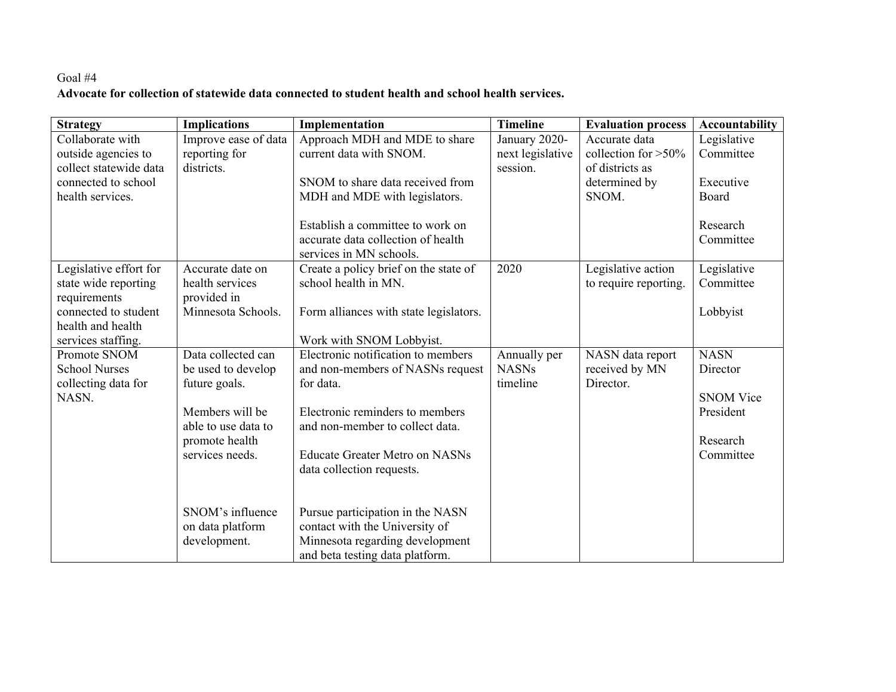Goal #4

**Advocate for collection of statewide data connected to student health and school health services.**

| Strategy | Implications | Implementation | Timeline | Evaluation process | Accountability |
|---|---|---|---|---|---|
| Collaborate with outside agencies to collect statewide data connected to school health services. | Improve ease of data reporting for districts. | Approach MDH and MDE to share current data with SNOM.<br><br>SNOM to share data received from MDH and MDE with legislators.<br><br>Establish a committee to work on accurate data collection of health services in MN schools. | January 2020- next legislative session. | Accurate data collection for >50% of districts as determined by SNOM. | Legislative Committee<br><br>Executive Board<br><br>Research Committee |
| Legislative effort for state wide reporting requirements connected to student health and health services staffing. | Accurate date on health services provided in Minnesota Schools. | Create a policy brief on the state of school health in MN.<br><br>Form alliances with state legislators.<br><br>Work with SNOM Lobbyist. | 2020 | Legislative action to require reporting. | Legislative Committee<br><br>Lobbyist |
| Promote SNOM School Nurses collecting data for NASN. | Data collected can be used to develop future goals.<br><br>Members will be able to use data to promote health services needs.<br><br>SNOM's influence on data platform development. | Electronic notification to members and non-members of NASNs request for data.<br><br>Electronic reminders to members and non-member to collect data.<br><br>Educate Greater Metro on NASNs data collection requests.<br><br>Pursue participation in the NASN contact with the University of Minnesota regarding development and beta testing data platform. | Annually per NASNs timeline | NASN data report received by MN Director. | NASN Director<br><br>SNOM Vice President<br><br>Research Committee |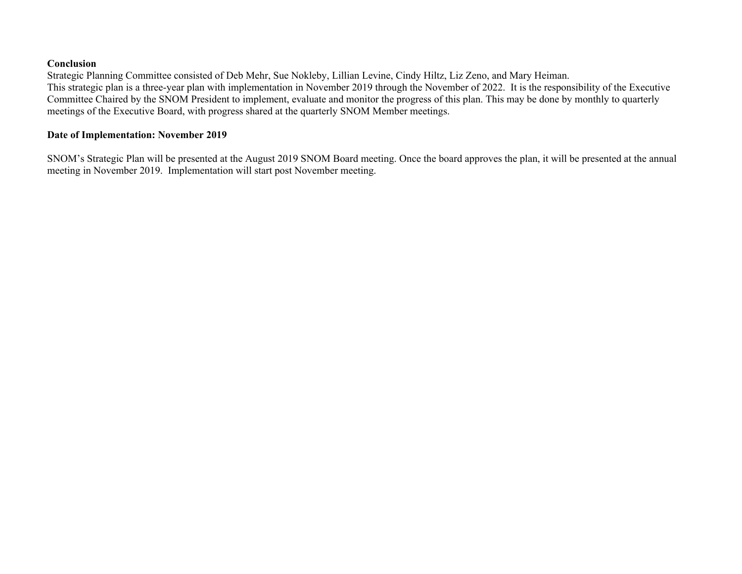**Conclusion**

Strategic Planning Committee consisted of Deb Mehr, Sue Nokleby, Lillian Levine, Cindy Hiltz, Liz Zeno, and Mary Heiman.
This strategic plan is a three-year plan with implementation in November 2019 through the November of 2022. It is the responsibility of the Executive Committee Chaired by the SNOM President to implement, evaluate and monitor the progress of this plan. This may be done by monthly to quarterly meetings of the Executive Board, with progress shared at the quarterly SNOM Member meetings.

**Date of Implementation: November 2019**

SNOM's Strategic Plan will be presented at the August 2019 SNOM Board meeting. Once the board approves the plan, it will be presented at the annual meeting in November 2019. Implementation will start post November meeting.